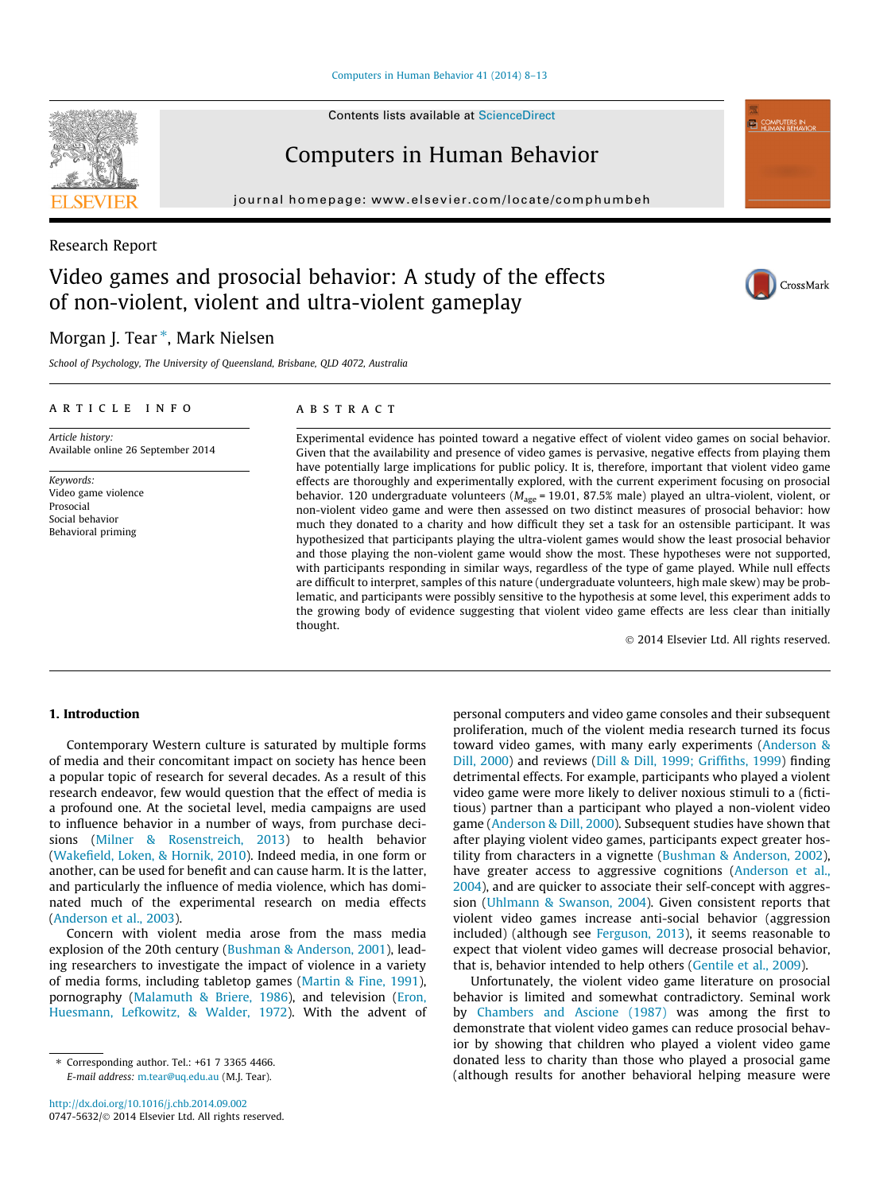Research Report

# Video games and prosocial behavior: A study of the effects of non-violent, violent and ultra-violent gameplay

Morgan J. Tear *, Mark Nielsen

School of Psychology, The University of Queensland, Brisbane, QLD 4072, Australia

**ARTICLE INFO**

*Article history:*
Available online 26 September 2014

*Keywords:*
Video game violence
Prosocial
Social behavior
Behavioral priming

**ABSTRACT**

Experimental evidence has pointed toward a negative effect of violent video games on social behavior. Given that the availability and presence of video games is pervasive, negative effects from playing them have potentially large implications for public policy. It is, therefore, important that violent video game effects are thoroughly and experimentally explored, with the current experiment focusing on prosocial behavior. 120 undergraduate volunteers ($M_{age}$ = 19.01, 87.5% male) played an ultra-violent, violent, or non-violent video game and were then assessed on two distinct measures of prosocial behavior: how much they donated to a charity and how difficult they set a task for an ostensible participant. It was hypothesized that participants playing the ultra-violent games would show the least prosocial behavior and those playing the non-violent game would show the most. These hypotheses were not supported, with participants responding in similar ways, regardless of the type of game played. While null effects are difficult to interpret, samples of this nature (undergraduate volunteers, high male skew) may be problematic, and participants were possibly sensitive to the hypothesis at some level, this experiment adds to the growing body of evidence suggesting that violent video game effects are less clear than initially thought.

© 2014 Elsevier Ltd. All rights reserved.

## 1. Introduction

Contemporary Western culture is saturated by multiple forms of media and their concomitant impact on society has hence been a popular topic of research for several decades. As a result of this research endeavor, few would question that the effect of media is a profound one. At the societal level, media campaigns are used to influence behavior in a number of ways, from purchase decisions (Milner & Rosenstreich, 2013) to health behavior (Wakefield, Loken, & Hornik, 2010). Indeed media, in one form or another, can be used for benefit and can cause harm. It is the latter, and particularly the influence of media violence, which has dominated much of the experimental research on media effects (Anderson et al., 2003).

Concern with violent media arose from the mass media explosion of the 20th century (Bushman & Anderson, 2001), leading researchers to investigate the impact of violence in a variety of media forms, including tabletop games (Martin & Fine, 1991), pornography (Malamuth & Briere, 1986), and television (Eron, Huesmann, Lefkowitz, & Walder, 1972). With the advent of personal computers and video game consoles and their subsequent proliferation, much of the violent media research turned its focus toward video games, with many early experiments (Anderson & Dill, 2000) and reviews (Dill & Dill, 1999; Griffiths, 1999) finding detrimental effects. For example, participants who played a violent video game were more likely to deliver noxious stimuli to a (fictitious) partner than a participant who played a non-violent video game (Anderson & Dill, 2000). Subsequent studies have shown that after playing violent video games, participants expect greater hostility from characters in a vignette (Bushman & Anderson, 2002), have greater access to aggressive cognitions (Anderson et al., 2004), and are quicker to associate their self-concept with aggression (Uhlmann & Swanson, 2004). Given consistent reports that violent video games increase anti-social behavior (aggression included) (although see Ferguson, 2013), it seems reasonable to expect that violent video games will decrease prosocial behavior, that is, behavior intended to help others (Gentile et al., 2009).

Unfortunately, the violent video game literature on prosocial behavior is limited and somewhat contradictory. Seminal work by Chambers and Ascione (1987) was among the first to demonstrate that violent video games can reduce prosocial behavior by showing that children who played a violent video game donated less to charity than those who played a prosocial game (although results for another behavioral helping measure were

* Corresponding author. Tel.: +61 7 3365 4466.
E-mail address: m.tear@uq.edu.au (M.J. Tear).

http://dx.doi.org/10.1016/j.chb.2014.09.002
0747-5632/© 2014 Elsevier Ltd. All rights reserved.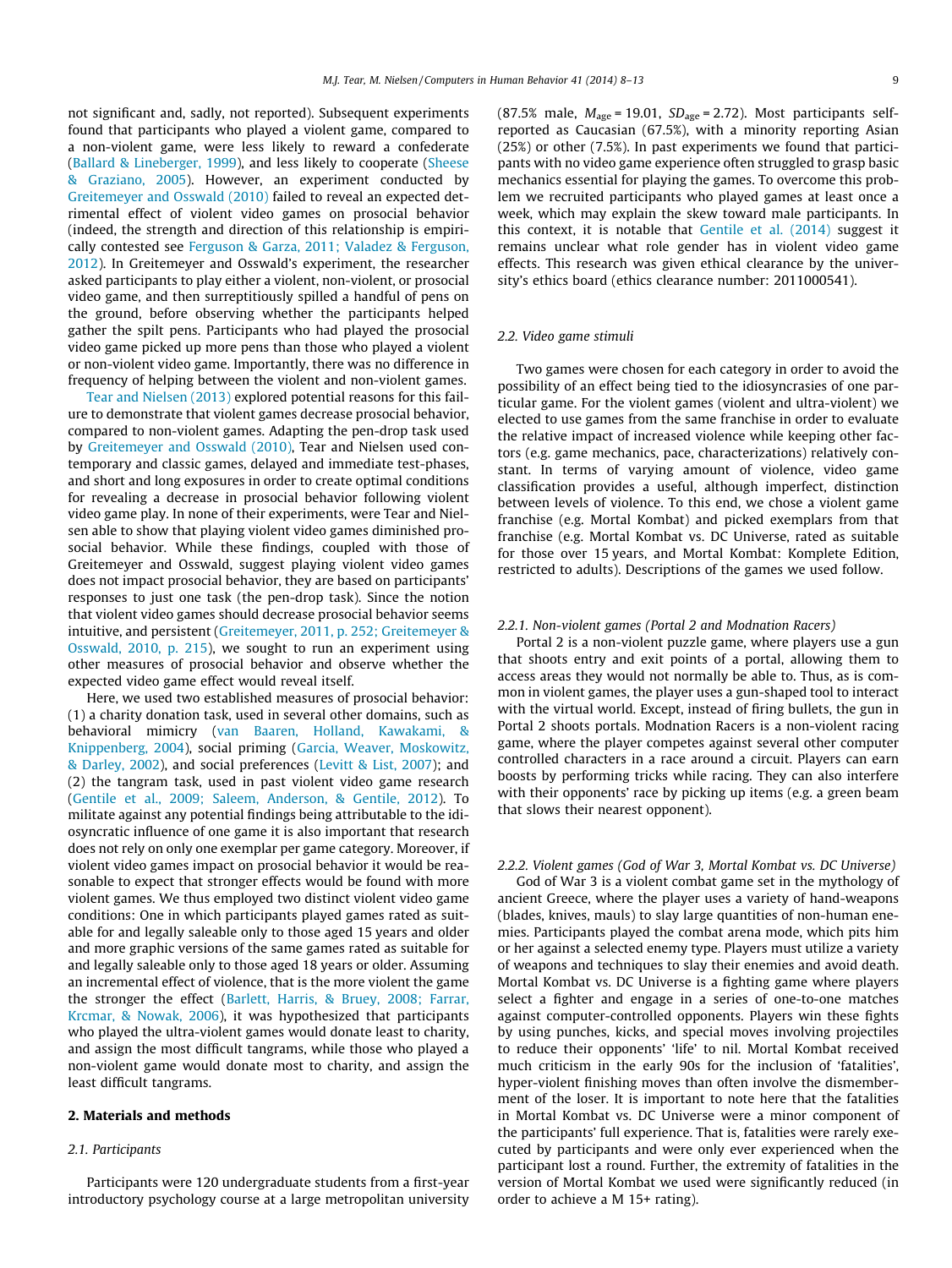not significant and, sadly, not reported). Subsequent experiments found that participants who played a violent game, compared to a non-violent game, were less likely to reward a confederate (Ballard & Lineberger, 1999), and less likely to cooperate (Sheese & Graziano, 2005). However, an experiment conducted by Greitemeyer and Osswald (2010) failed to reveal an expected detrimental effect of violent video games on prosocial behavior (indeed, the strength and direction of this relationship is empirically contested see Ferguson & Garza, 2011; Valadez & Ferguson, 2012). In Greitemeyer and Osswald's experiment, the researcher asked participants to play either a violent, non-violent, or prosocial video game, and then surreptitiously spilled a handful of pens on the ground, before observing whether the participants helped gather the spilt pens. Participants who had played the prosocial video game picked up more pens than those who played a violent or non-violent video game. Importantly, there was no difference in frequency of helping between the violent and non-violent games.

Tear and Nielsen (2013) explored potential reasons for this failure to demonstrate that violent games decrease prosocial behavior, compared to non-violent games. Adapting the pen-drop task used by Greitemeyer and Osswald (2010), Tear and Nielsen used contemporary and classic games, delayed and immediate test-phases, and short and long exposures in order to create optimal conditions for revealing a decrease in prosocial behavior following violent video game play. In none of their experiments, were Tear and Nielsen able to show that playing violent video games diminished prosocial behavior. While these findings, coupled with those of Greitemeyer and Osswald, suggest playing violent video games does not impact prosocial behavior, they are based on participants' responses to just one task (the pen-drop task). Since the notion that violent video games should decrease prosocial behavior seems intuitive, and persistent (Greitemeyer, 2011, p. 252; Greitemeyer & Osswald, 2010, p. 215), we sought to run an experiment using other measures of prosocial behavior and observe whether the expected video game effect would reveal itself.

Here, we used two established measures of prosocial behavior: (1) a charity donation task, used in several other domains, such as behavioral mimicry (van Baaren, Holland, Kawakami, & Knippenberg, 2004), social priming (Garcia, Weaver, Moskowitz, & Darley, 2002), and social preferences (Levitt & List, 2007); and (2) the tangram task, used in past violent video game research (Gentile et al., 2009; Saleem, Anderson, & Gentile, 2012). To militate against any potential findings being attributable to the idiosyncratic influence of one game it is also important that research does not rely on only one exemplar per game category. Moreover, if violent video games impact on prosocial behavior it would be reasonable to expect that stronger effects would be found with more violent games. We thus employed two distinct violent video game conditions: One in which participants played games rated as suitable for and legally saleable only to those aged 15 years and older and more graphic versions of the same games rated as suitable for and legally saleable only to those aged 18 years or older. Assuming an incremental effect of violence, that is the more violent the game the stronger the effect (Barlett, Harris, & Bruey, 2008; Farrar, Krcmar, & Nowak, 2006), it was hypothesized that participants who played the ultra-violent games would donate least to charity, and assign the most difficult tangrams, while those who played a non-violent game would donate most to charity, and assign the least difficult tangrams.

## 2. Materials and methods

### 2.1. Participants

Participants were 120 undergraduate students from a first-year introductory psychology course at a large metropolitan university (87.5% male, $M_{age} = 19.01$, $SD_{age} = 2.72$). Most participants self-reported as Caucasian (67.5%), with a minority reporting Asian (25%) or other (7.5%). In past experiments we found that participants with no video game experience often struggled to grasp basic mechanics essential for playing the games. To overcome this problem we recruited participants who played games at least once a week, which may explain the skew toward male participants. In this context, it is notable that Gentile et al. (2014) suggest it remains unclear what role gender has in violent video game effects. This research was given ethical clearance by the university's ethics board (ethics clearance number: 2011000541).

### 2.2. Video game stimuli

Two games were chosen for each category in order to avoid the possibility of an effect being tied to the idiosyncrasies of one particular game. For the violent games (violent and ultra-violent) we elected to use games from the same franchise in order to evaluate the relative impact of increased violence while keeping other factors (e.g. game mechanics, pace, characterizations) relatively constant. In terms of varying amount of violence, video game classification provides a useful, although imperfect, distinction between levels of violence. To this end, we chose a violent game franchise (e.g. Mortal Kombat) and picked exemplars from that franchise (e.g. Mortal Kombat vs. DC Universe, rated as suitable for those over 15 years, and Mortal Kombat: Komplete Edition, restricted to adults). Descriptions of the games we used follow.

#### 2.2.1. Non-violent games (Portal 2 and Modnation Racers)

Portal 2 is a non-violent puzzle game, where players use a gun that shoots entry and exit points of a portal, allowing them to access areas they would not normally be able to. Thus, as is common in violent games, the player uses a gun-shaped tool to interact with the virtual world. Except, instead of firing bullets, the gun in Portal 2 shoots portals. Modnation Racers is a non-violent racing game, where the player competes against several other computer controlled characters in a race around a circuit. Players can earn boosts by performing tricks while racing. They can also interfere with their opponents' race by picking up items (e.g. a green beam that slows their nearest opponent).

#### 2.2.2. Violent games (God of War 3, Mortal Kombat vs. DC Universe)

God of War 3 is a violent combat game set in the mythology of ancient Greece, where the player uses a variety of hand-weapons (blades, knives, mauls) to slay large quantities of non-human enemies. Participants played the combat arena mode, which pits him or her against a selected enemy type. Players must utilize a variety of weapons and techniques to slay their enemies and avoid death. Mortal Kombat vs. DC Universe is a fighting game where players select a fighter and engage in a series of one-to-one matches against computer-controlled opponents. Players win these fights by using punches, kicks, and special moves involving projectiles to reduce their opponents' 'life' to nil. Mortal Kombat received much criticism in the early 90s for the inclusion of 'fatalities', hyper-violent finishing moves than often involve the dismemberment of the loser. It is important to note here that the fatalities in Mortal Kombat vs. DC Universe were a minor component of the participants' full experience. That is, fatalities were rarely executed by participants and were only ever experienced when the participant lost a round. Further, the extremity of fatalities in the version of Mortal Kombat we used were significantly reduced (in order to achieve a M 15+ rating).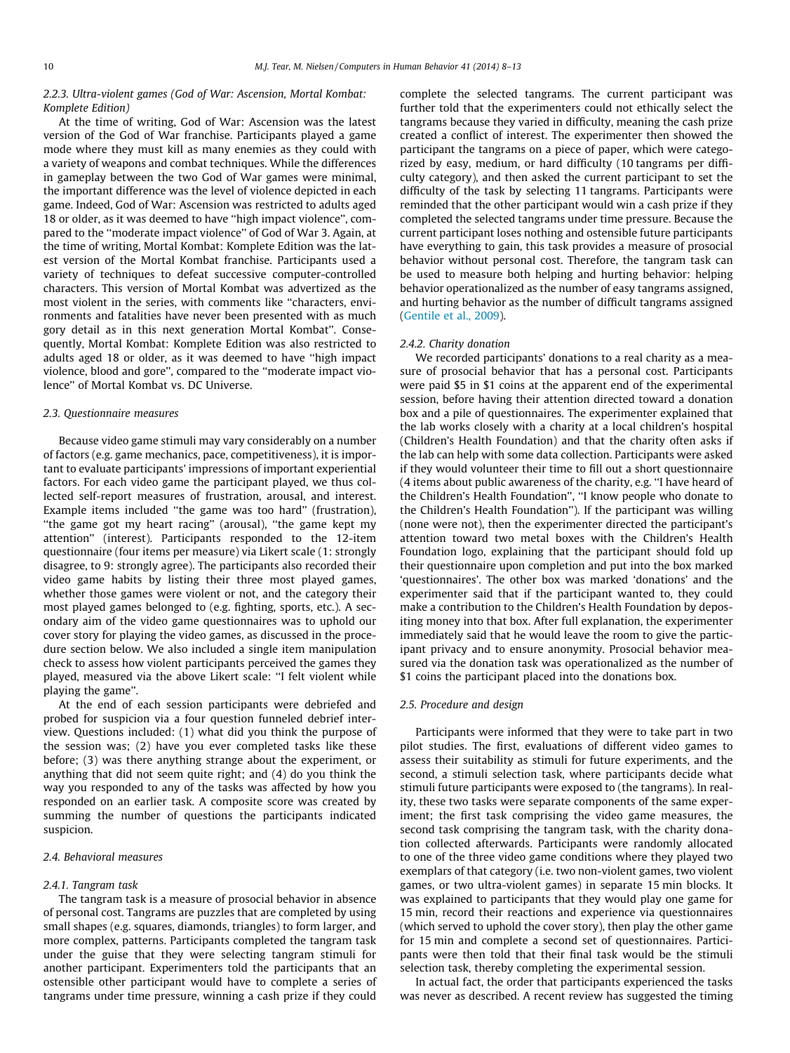### 2.2.3. Ultra-violent games (God of War: Ascension, Mortal Kombat: Komplete Edition)

At the time of writing, God of War: Ascension was the latest version of the God of War franchise. Participants played a game mode where they must kill as many enemies as they could with a variety of weapons and combat techniques. While the differences in gameplay between the two God of War games were minimal, the important difference was the level of violence depicted in each game. Indeed, God of War: Ascension was restricted to adults aged 18 or older, as it was deemed to have ''high impact violence'', compared to the ''moderate impact violence'' of God of War 3. Again, at the time of writing, Mortal Kombat: Komplete Edition was the latest version of the Mortal Kombat franchise. Participants used a variety of techniques to defeat successive computer-controlled characters. This version of Mortal Kombat was advertized as the most violent in the series, with comments like ''characters, environments and fatalities have never been presented with as much gory detail as in this next generation Mortal Kombat''. Consequently, Mortal Kombat: Komplete Edition was also restricted to adults aged 18 or older, as it was deemed to have ''high impact violence, blood and gore'', compared to the ''moderate impact violence'' of Mortal Kombat vs. DC Universe.

## 2.3. Questionnaire measures

Because video game stimuli may vary considerably on a number of factors (e.g. game mechanics, pace, competitiveness), it is important to evaluate participants' impressions of important experiential factors. For each video game the participant played, we thus collected self-report measures of frustration, arousal, and interest. Example items included ''the game was too hard'' (frustration), ''the game got my heart racing'' (arousal), ''the game kept my attention'' (interest). Participants responded to the 12-item questionnaire (four items per measure) via Likert scale (1: strongly disagree, to 9: strongly agree). The participants also recorded their video game habits by listing their three most played games, whether those games were violent or not, and the category their most played games belonged to (e.g. fighting, sports, etc.). A secondary aim of the video game questionnaires was to uphold our cover story for playing the video games, as discussed in the procedure section below. We also included a single item manipulation check to assess how violent participants perceived the games they played, measured via the above Likert scale: ''I felt violent while playing the game''.

At the end of each session participants were debriefed and probed for suspicion via a four question funneled debrief interview. Questions included: (1) what did you think the purpose of the session was; (2) have you ever completed tasks like these before; (3) was there anything strange about the experiment, or anything that did not seem quite right; and (4) do you think the way you responded to any of the tasks was affected by how you responded on an earlier task. A composite score was created by summing the number of questions the participants indicated suspicion.

## 2.4. Behavioral measures

### 2.4.1. Tangram task

The tangram task is a measure of prosocial behavior in absence of personal cost. Tangrams are puzzles that are completed by using small shapes (e.g. squares, diamonds, triangles) to form larger, and more complex, patterns. Participants completed the tangram task under the guise that they were selecting tangram stimuli for another participant. Experimenters told the participants that an ostensible other participant would have to complete a series of tangrams under time pressure, winning a cash prize if they could complete the selected tangrams. The current participant was further told that the experimenters could not ethically select the tangrams because they varied in difficulty, meaning the cash prize created a conflict of interest. The experimenter then showed the participant the tangrams on a piece of paper, which were categorized by easy, medium, or hard difficulty (10 tangrams per difficulty category), and then asked the current participant to set the difficulty of the task by selecting 11 tangrams. Participants were reminded that the other participant would win a cash prize if they completed the selected tangrams under time pressure. Because the current participant loses nothing and ostensible future participants have everything to gain, this task provides a measure of prosocial behavior without personal cost. Therefore, the tangram task can be used to measure both helping and hurting behavior: helping behavior operationalized as the number of easy tangrams assigned, and hurting behavior as the number of difficult tangrams assigned (Gentile et al., 2009).

### 2.4.2. Charity donation

We recorded participants' donations to a real charity as a measure of prosocial behavior that has a personal cost. Participants were paid $5 in $1 coins at the apparent end of the experimental session, before having their attention directed toward a donation box and a pile of questionnaires. The experimenter explained that the lab works closely with a charity at a local children's hospital (Children's Health Foundation) and that the charity often asks if the lab can help with some data collection. Participants were asked if they would volunteer their time to fill out a short questionnaire (4 items about public awareness of the charity, e.g. ''I have heard of the Children's Health Foundation'', ''I know people who donate to the Children's Health Foundation''). If the participant was willing (none were not), then the experimenter directed the participant's attention toward two metal boxes with the Children's Health Foundation logo, explaining that the participant should fold up their questionnaire upon completion and put into the box marked 'questionnaires'. The other box was marked 'donations' and the experimenter said that if the participant wanted to, they could make a contribution to the Children's Health Foundation by depositing money into that box. After full explanation, the experimenter immediately said that he would leave the room to give the participant privacy and to ensure anonymity. Prosocial behavior measured via the donation task was operationalized as the number of $1 coins the participant placed into the donations box.

## 2.5. Procedure and design

Participants were informed that they were to take part in two pilot studies. The first, evaluations of different video games to assess their suitability as stimuli for future experiments, and the second, a stimuli selection task, where participants decide what stimuli future participants were exposed to (the tangrams). In reality, these two tasks were separate components of the same experiment; the first task comprising the video game measures, the second task comprising the tangram task, with the charity donation collected afterwards. Participants were randomly allocated to one of the three video game conditions where they played two exemplars of that category (i.e. two non-violent games, two violent games, or two ultra-violent games) in separate 15 min blocks. It was explained to participants that they would play one game for 15 min, record their reactions and experience via questionnaires (which served to uphold the cover story), then play the other game for 15 min and complete a second set of questionnaires. Participants were then told that their final task would be the stimuli selection task, thereby completing the experimental session.

In actual fact, the order that participants experienced the tasks was never as described. A recent review has suggested the timing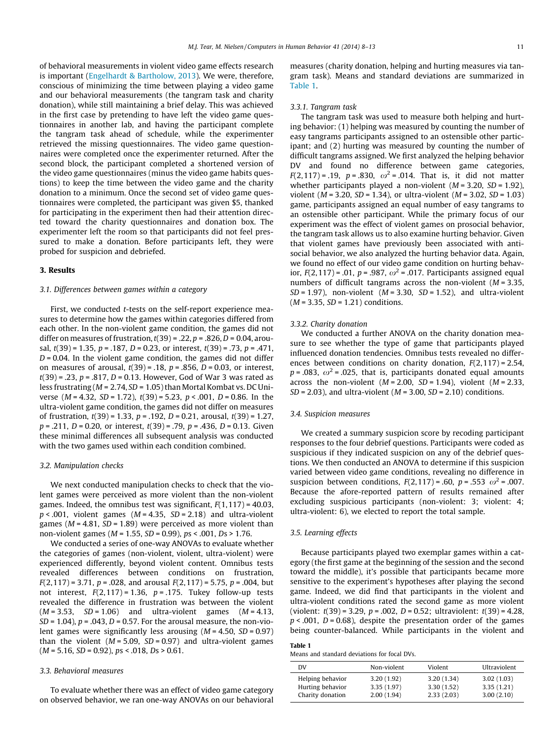of behavioral measurements in violent video game effects research is important (Engelhardt & Bartholow, 2013). We were, therefore, conscious of minimizing the time between playing a video game and our behavioral measurements (the tangram task and charity donation), while still maintaining a brief delay. This was achieved in the first case by pretending to have left the video game questionnaires in another lab, and having the participant complete the tangram task ahead of schedule, while the experimenter retrieved the missing questionnaires. The video game questionnaires were completed once the experimenter returned. After the second block, the participant completed a shortened version of the video game questionnaires (minus the video game habits questions) to keep the time between the video game and the charity donation to a minimum. Once the second set of video game questionnaires were completed, the participant was given \$5, thanked for participating in the experiment then had their attention directed toward the charity questionnaires and donation box. The experimenter left the room so that participants did not feel pressured to make a donation. Before participants left, they were probed for suspicion and debriefed.

## 3. Results

### 3.1. Differences between games within a category

First, we conducted *t*-tests on the self-report experience measures to determine how the games within categories differed from each other. In the non-violent game condition, the games did not differ on measures of frustration, $t(39) = .22$, $p = .826$, $D = 0.04$, arousal, $t(39) = 1.35$, $p = .187$, $D = 0.23$, or interest, $t(39) = .73$, $p = .471$, $D = 0.04$. In the violent game condition, the games did not differ on measures of arousal, $t(39) = .18$, $p = .856$, $D = 0.03$, or interest, $t(39) = .23$, $p = .817$, $D = 0.13$. However, God of War 3 was rated as less frustrating ($M = 2.74$, $SD = 1.05$) than Mortal Kombat vs. DC Universe ($M = 4.32$, $SD = 1.72$), $t(39) = 5.23$, $p < .001$, $D = 0.86$. In the ultra-violent game condition, the games did not differ on measures of frustration, $t(39) = 1.33$, $p = .192$, $D = 0.21$, arousal, $t(39) = 1.27$, $p = .211$, $D = 0.20$, or interest, $t(39) = .79$, $p = .436$, $D = 0.13$. Given these minimal differences all subsequent analysis was conducted with the two games used within each condition combined.

### 3.2. Manipulation checks

We next conducted manipulation checks to check that the violent games were perceived as more violent than the non-violent games. Indeed, the omnibus test was significant, $F(1,117) = 40.03$, $p < .001$, violent games ($M = 4.35$, $SD = 2.18$) and ultra-violent games ($M = 4.81$, $SD = 1.89$) were perceived as more violent than non-violent games ($M = 1.55$, $SD = 0.99$), $ps < .001$, $Ds > 1.76$.

We conducted a series of one-way ANOVAs to evaluate whether the categories of games (non-violent, violent, ultra-violent) were experienced differently, beyond violent content. Omnibus tests revealed differences between conditions on frustration, $F(2,117) = 3.71$, $p = .028$, and arousal $F(2,117) = 5.75$, $p = .004$, but not interest, $F(2,117) = 1.36$, $p = .175$. Tukey follow-up tests revealed the difference in frustration was between the violent ($M = 3.53$, $SD = 1.06$) and ultra-violent games ($M = 4.13$, $SD = 1.04$), $p = .043$, $D = 0.57$. For the arousal measure, the non-violent games were significantly less arousing ($M = 4.50$, $SD = 0.97$) than the violent ($M = 5.09$, $SD = 0.97$) and ultra-violent games ($M = 5.16$, $SD = 0.92$), $ps < .018$, $Ds > 0.61$.

### 3.3. Behavioral measures

To evaluate whether there was an effect of video game category on observed behavior, we ran one-way ANOVAs on our behavioral measures (charity donation, helping and hurting measures via tangram task). Means and standard deviations are summarized in Table 1.

#### 3.3.1. Tangram task

The tangram task was used to measure both helping and hurting behavior: (1) helping was measured by counting the number of easy tangrams participants assigned to an ostensible other participant; and (2) hurting was measured by counting the number of difficult tangrams assigned. We first analyzed the helping behavior DV and found no difference between game categories, $F(2,117) = .19$, $p = .830$, $\omega^2 = .014$. That is, it did not matter whether participants played a non-violent ($M = 3.20$, $SD = 1.92$), violent ($M = 3.20$, $SD = 1.34$), or ultra-violent ($M = 3.02$, $SD = 1.03$) game, participants assigned an equal number of easy tangrams to an ostensible other participant. While the primary focus of our experiment was the effect of violent games on prosocial behavior, the tangram task allows us to also examine hurting behavior. Given that violent games have previously been associated with antisocial behavior, we also analyzed the hurting behavior data. Again, we found no effect of our video game condition on hurting behavior, $F(2,117) = .01$, $p = .987$, $\omega^2 = .017$. Participants assigned equal numbers of difficult tangrams across the non-violent ($M = 3.35$, $SD = 1.97$), non-violent ($M = 3.30$, $SD = 1.52$), and ultra-violent ($M = 3.35$, $SD = 1.21$) conditions.

#### 3.3.2. Charity donation

We conducted a further ANOVA on the charity donation measure to see whether the type of game that participants played influenced donation tendencies. Omnibus tests revealed no differences between conditions on charity donation, $F(2,117) = 2.54$, $p = .083$, $\omega^2 = .025$, that is, participants donated equal amounts across the non-violent ($M = 2.00$, $SD = 1.94$), violent ($M = 2.33$, $SD = 2.03$), and ultra-violent ($M = 3.00$, $SD = 2.10$) conditions.

### 3.4. Suspicion measures

We created a summary suspicion score by recoding participant responses to the four debrief questions. Participants were coded as suspicious if they indicated suspicion on any of the debrief questions. We then conducted an ANOVA to determine if this suspicion varied between video game conditions, revealing no difference in suspicion between conditions, $F(2,117) = .60$, $p = .553$ $\omega^2 = .007$. Because the afore-reported pattern of results remained after excluding suspicious participants (non-violent: 3; violent: 4; ultra-violent: 6), we elected to report the total sample.

### 3.5. Learning effects

Because participants played two exemplar games within a category (the first game at the beginning of the session and the second toward the middle), it's possible that participants became more sensitive to the experiment's hypotheses after playing the second game. Indeed, we did find that participants in the violent and ultra-violent conditions rated the second game as more violent (violent: $t(39) = 3.29$, $p = .002$, $D = 0.52$; ultraviolent: $t(39) = 4.28$, $p < .001$, $D = 0.68$), despite the presentation order of the games being counter-balanced. While participants in the violent and

**Table 1**
Means and standard deviations for focal DVs.

| DV | Non-violent | Violent | Ultraviolent |
|---|---|---|---|
| Helping behavior | 3.20 (1.92) | 3.20 (1.34) | 3.02 (1.03) |
| Hurting behavior | 3.35 (1.97) | 3.30 (1.52) | 3.35 (1.21) |
| Charity donation | 2.00 (1.94) | 2.33 (2.03) | 3.00 (2.10) |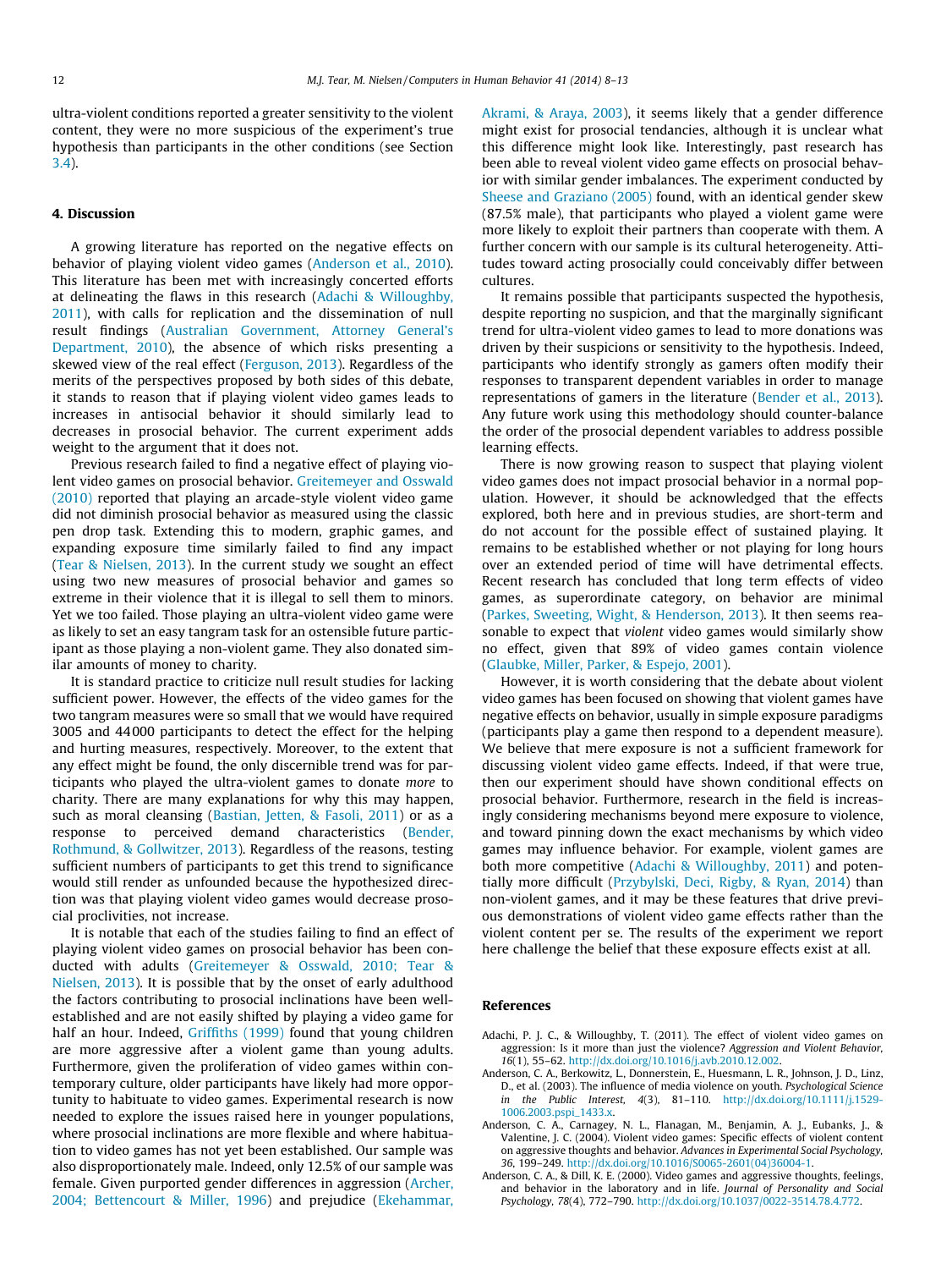ultra-violent conditions reported a greater sensitivity to the violent content, they were no more suspicious of the experiment's true hypothesis than participants in the other conditions (see Section 3.4).

## 4. Discussion

A growing literature has reported on the negative effects on behavior of playing violent video games (Anderson et al., 2010). This literature has been met with increasingly concerted efforts at delineating the flaws in this research (Adachi & Willoughby, 2011), with calls for replication and the dissemination of null result findings (Australian Government, Attorney General's Department, 2010), the absence of which risks presenting a skewed view of the real effect (Ferguson, 2013). Regardless of the merits of the perspectives proposed by both sides of this debate, it stands to reason that if playing violent video games leads to increases in antisocial behavior it should similarly lead to decreases in prosocial behavior. The current experiment adds weight to the argument that it does not.

Previous research failed to find a negative effect of playing violent video games on prosocial behavior. Greitemeyer and Osswald (2010) reported that playing an arcade-style violent video game did not diminish prosocial behavior as measured using the classic pen drop task. Extending this to modern, graphic games, and expanding exposure time similarly failed to find any impact (Tear & Nielsen, 2013). In the current study we sought an effect using two new measures of prosocial behavior and games so extreme in their violence that it is illegal to sell them to minors. Yet we too failed. Those playing an ultra-violent video game were as likely to set an easy tangram task for an ostensible future participant as those playing a non-violent game. They also donated similar amounts of money to charity.

It is standard practice to criticize null result studies for lacking sufficient power. However, the effects of the video games for the two tangram measures were so small that we would have required 3005 and 44000 participants to detect the effect for the helping and hurting measures, respectively. Moreover, to the extent that any effect might be found, the only discernible trend was for participants who played the ultra-violent games to donate *more* to charity. There are many explanations for why this may happen, such as moral cleansing (Bastian, Jetten, & Fasoli, 2011) or as a response to perceived demand characteristics (Bender, Rothmund, & Gollwitzer, 2013). Regardless of the reasons, testing sufficient numbers of participants to get this trend to significance would still render as unfounded because the hypothesized direction was that playing violent video games would decrease prosocial proclivities, not increase.

It is notable that each of the studies failing to find an effect of playing violent video games on prosocial behavior has been conducted with adults (Greitemeyer & Osswald, 2010; Tear & Nielsen, 2013). It is possible that by the onset of early adulthood the factors contributing to prosocial inclinations have been well-established and are not easily shifted by playing a video game for half an hour. Indeed, Griffiths (1999) found that young children are more aggressive after a violent game than young adults. Furthermore, given the proliferation of video games within contemporary culture, older participants have likely had more opportunity to habituate to video games. Experimental research is now needed to explore the issues raised here in younger populations, where prosocial inclinations are more flexible and where habituation to video games has not yet been established. Our sample was also disproportionately male. Indeed, only 12.5% of our sample was female. Given purported gender differences in aggression (Archer, 2004; Bettencourt & Miller, 1996) and prejudice (Ekehammar, Akrami, & Araya, 2003), it seems likely that a gender difference might exist for prosocial tendancies, although it is unclear what this difference might look like. Interestingly, past research has been able to reveal violent video game effects on prosocial behavior with similar gender imbalances. The experiment conducted by Sheese and Graziano (2005) found, with an identical gender skew (87.5% male), that participants who played a violent game were more likely to exploit their partners than cooperate with them. A further concern with our sample is its cultural heterogeneity. Attitudes toward acting prosocially could conceivably differ between cultures.

It remains possible that participants suspected the hypothesis, despite reporting no suspicion, and that the marginally significant trend for ultra-violent video games to lead to more donations was driven by their suspicions or sensitivity to the hypothesis. Indeed, participants who identify strongly as gamers often modify their responses to transparent dependent variables in order to manage representations of gamers in the literature (Bender et al., 2013). Any future work using this methodology should counter-balance the order of the prosocial dependent variables to address possible learning effects.

There is now growing reason to suspect that playing violent video games does not impact prosocial behavior in a normal population. However, it should be acknowledged that the effects explored, both here and in previous studies, are short-term and do not account for the possible effect of sustained playing. It remains to be established whether or not playing for long hours over an extended period of time will have detrimental effects. Recent research has concluded that long term effects of video games, as superordinate category, on behavior are minimal (Parkes, Sweeting, Wight, & Henderson, 2013). It then seems reasonable to expect that *violent* video games would similarly show no effect, given that 89% of video games contain violence (Glaubke, Miller, Parker, & Espejo, 2001).

However, it is worth considering that the debate about violent video games has been focused on showing that violent games have negative effects on behavior, usually in simple exposure paradigms (participants play a game then respond to a dependent measure). We believe that mere exposure is not a sufficient framework for discussing violent video game effects. Indeed, if that were true, then our experiment should have shown conditional effects on prosocial behavior. Furthermore, research in the field is increasingly considering mechanisms beyond mere exposure to violence, and toward pinning down the exact mechanisms by which video games may influence behavior. For example, violent games are both more competitive (Adachi & Willoughby, 2011) and potentially more difficult (Przybylski, Deci, Rigby, & Ryan, 2014) than non-violent games, and it may be these features that drive previous demonstrations of violent video game effects rather than the violent content per se. The results of the experiment we report here challenge the belief that these exposure effects exist at all.

## References

Adachi, P. J. C., & Willoughby, T. (2011). The effect of violent video games on aggression: Is it more than just the violence? *Aggression and Violent Behavior, 16*(1), 55–62. http://dx.doi.org/10.1016/j.avb.2010.12.002.

Anderson, C. A., Berkowitz, L., Donnerstein, E., Huesmann, L. R., Johnson, J. D., Linz, D., et al. (2003). The influence of media violence on youth. *Psychological Science in the Public Interest, 4*(3), 81–110. http://dx.doi.org/10.1111/j.1529-1006.2003.pspi_1433.x.

Anderson, C. A., Carnagey, N. L., Flanagan, M., Benjamin, A. J., Eubanks, J., & Valentine, J. C. (2004). Violent video games: Specific effects of violent content on aggressive thoughts and behavior. *Advances in Experimental Social Psychology, 36*, 199–249. http://dx.doi.org/10.1016/S0065-2601(04)36004-1.

Anderson, C. A., & Dill, K. E. (2000). Video games and aggressive thoughts, feelings, and behavior in the laboratory and in life. *Journal of Personality and Social Psychology, 78*(4), 772–790. http://dx.doi.org/10.1037/0022-3514.78.4.772.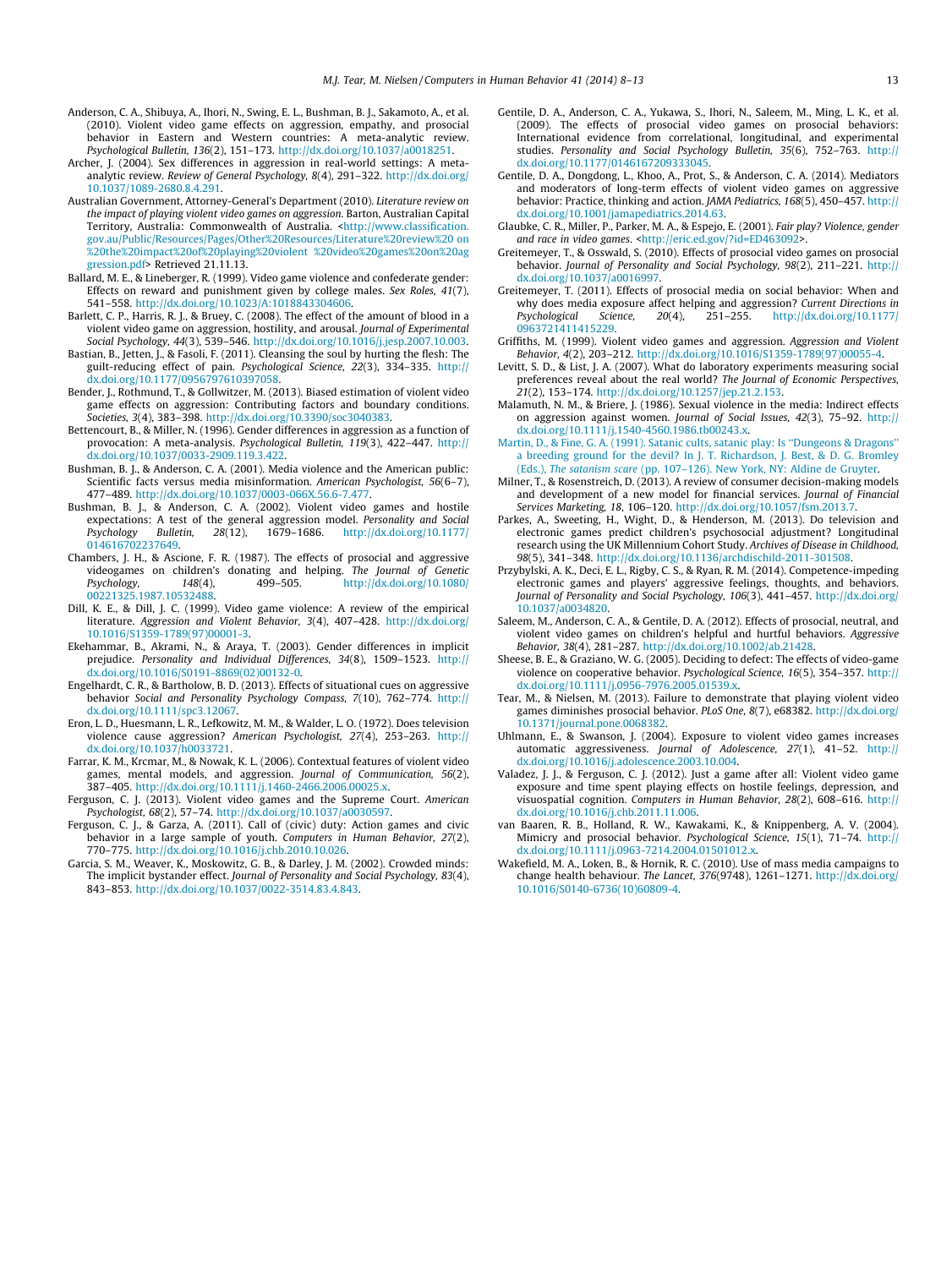Anderson, C. A., Shibuya, A., Ihori, N., Swing, E. L., Bushman, B. J., Sakamoto, A., et al. (2010). Violent video game effects on aggression, empathy, and prosocial behavior in Eastern and Western countries: A meta-analytic review. *Psychological Bulletin, 136*(2), 151–173. http://dx.doi.org/10.1037/a0018251.

Archer, J. (2004). Sex differences in aggression in real-world settings: A meta-analytic review. *Review of General Psychology, 8*(4), 291–322. http://dx.doi.org/10.1037/1089-2680.8.4.291.

Australian Government, Attorney-General's Department (2010). *Literature review on the impact of playing violent video games on aggression.* Barton, Australian Capital Territory, Australia: Commonwealth of Australia. <http://www.classification.gov.au/Public/Resources/Pages/Other%20Resources/Literature%20review%20on%20the%20impact%20of%20playing%20violent %20video%20games%20on%20aggression.pdf> Retrieved 21.11.13.

Ballard, M. E., & Lineberger, R. (1999). Video game violence and confederate gender: Effects on reward and punishment given by college males. *Sex Roles, 41*(7), 541–558. http://dx.doi.org/10.1023/A:1018843304606.

Barlett, C. P., Harris, R. J., & Bruey, C. (2008). The effect of the amount of blood in a violent video game on aggression, hostility, and arousal. *Journal of Experimental Social Psychology, 44*(3), 539–546. http://dx.doi.org/10.1016/j.jesp.2007.10.003.

Bastian, B., Jetten, J., & Fasoli, F. (2011). Cleansing the soul by hurting the flesh: The guilt-reducing effect of pain. *Psychological Science, 22*(3), 334–335. http://dx.doi.org/10.1177/0956797610397058.

Bender, J., Rothmund, T., & Gollwitzer, M. (2013). Biased estimation of violent video game effects on aggression: Contributing factors and boundary conditions. *Societies, 3*(4), 383–398. http://dx.doi.org/10.3390/soc3040383.

Bettencourt, B., & Miller, N. (1996). Gender differences in aggression as a function of provocation: A meta-analysis. *Psychological Bulletin, 119*(3), 422–447. http://dx.doi.org/10.1037/0033-2909.119.3.422.

Bushman, B. J., & Anderson, C. A. (2001). Media violence and the American public: Scientific facts versus media misinformation. *American Psychologist, 56*(6–7), 477–489. http://dx.doi.org/10.1037/0003-066X.56.6-7.477.

Bushman, B. J., & Anderson, C. A. (2002). Violent video games and hostile expectations: A test of the general aggression model. *Personality and Social Psychology Bulletin, 28*(12), 1679–1686. http://dx.doi.org/10.1177/014616702237649.

Chambers, J. H., & Ascione, F. R. (1987). The effects of prosocial and aggressive videogames on children's donating and helping. *The Journal of Genetic Psychology, 148*(4), 499–505. http://dx.doi.org/10.1080/00221325.1987.10532488.

Dill, K. E., & Dill, J. C. (1999). Video game violence: A review of the empirical literature. *Aggression and Violent Behavior, 3*(4), 407–428. http://dx.doi.org/10.1016/S1359-1789(97)00001-3.

Ekehammar, B., Akrami, N., & Araya, T. (2003). Gender differences in implicit prejudice. *Personality and Individual Differences, 34*(8), 1509–1523. http://dx.doi.org/10.1016/S0191-8869(02)00132-0.

Engelhardt, C. R., & Bartholow, B. D. (2013). Effects of situational cues on aggressive behavior *Social and Personality Psychology Compass, 7*(10), 762–774. http://dx.doi.org/10.1111/spc3.12067.

Eron, L. D., Huesmann, L. R., Lefkowitz, M. M., & Walder, L. O. (1972). Does television violence cause aggression? *American Psychologist, 27*(4), 253–263. http://dx.doi.org/10.1037/h0033721.

Farrar, K. M., Krcmar, M., & Nowak, K. L. (2006). Contextual features of violent video games, mental models, and aggression. *Journal of Communication, 56*(2), 387–405. http://dx.doi.org/10.1111/j.1460-2466.2006.00025.x.

Ferguson, C. J. (2013). Violent video games and the Supreme Court. *American Psychologist, 68*(2), 57–74. http://dx.doi.org/10.1037/a0030597.

Ferguson, C. J., & Garza, A. (2011). Call of (civic) duty: Action games and civic behavior in a large sample of youth. *Computers in Human Behavior, 27*(2), 770–775. http://dx.doi.org/10.1016/j.chb.2010.10.026.

Garcia, S. M., Weaver, K., Moskowitz, G. B., & Darley, J. M. (2002). Crowded minds: The implicit bystander effect. *Journal of Personality and Social Psychology, 83*(4), 843–853. http://dx.doi.org/10.1037/0022-3514.83.4.843.

Gentile, D. A., Anderson, C. A., Yukawa, S., Ihori, N., Saleem, M., Ming, L. K., et al. (2009). The effects of prosocial video games on prosocial behaviors: International evidence from correlational, longitudinal, and experimental studies. *Personality and Social Psychology Bulletin, 35*(6), 752–763. http://dx.doi.org/10.1177/0146167209333045.

Gentile, D. A., Dongdong, L., Khoo, A., Prot, S., & Anderson, C. A. (2014). Mediators and moderators of long-term effects of violent video games on aggressive behavior: Practice, thinking and action. *JAMA Pediatrics, 168*(5), 450–457. http://dx.doi.org/10.1001/jamapediatrics.2014.63.

Glaubke, C. R., Miller, P., Parker, M. A., & Espejo, E. (2001). *Fair play? Violence, gender and race in video games*. <http://eric.ed.gov/?id=ED463092>.

Greitemeyer, T., & Osswald, S. (2010). Effects of prosocial video games on prosocial behavior. *Journal of Personality and Social Psychology, 98*(2), 211–221. http://dx.doi.org/10.1037/a0016997.

Greitemeyer, T. (2011). Effects of prosocial media on social behavior: When and why does media exposure affect helping and aggression? *Current Directions in Psychological Science, 20*(4), 251–255. http://dx.doi.org/10.1177/0963721411415229.

Griffiths, M. (1999). Violent video games and aggression. *Aggression and Violent Behavior, 4*(2), 203–212. http://dx.doi.org/10.1016/S1359-1789(97)00055-4.

Levitt, S. D., & List, J. A. (2007). What do laboratory experiments measuring social preferences reveal about the real world? *The Journal of Economic Perspectives, 21*(2), 153–174. http://dx.doi.org/10.1257/jep.21.2.153.

Malamuth, N. M., & Briere, J. (1986). Sexual violence in the media: Indirect effects on aggression against women. *Journal of Social Issues, 42*(3), 75–92. http://dx.doi.org/10.1111/j.1540-4560.1986.tb00243.x.

Martin, D., & Fine, G. A. (1991). Satanic cults, satanic play: Is "Dungeons & Dragons" a breeding ground for the devil? In J. T. Richardson, J. Best, & D. G. Bromley (Eds.), *The satanism scare* (pp. 107–126). New York, NY: Aldine de Gruyter.

Milner, T., & Rosenstreich, D. (2013). A review of consumer decision-making models and development of a new model for financial services. *Journal of Financial Services Marketing, 18*, 106–120. http://dx.doi.org/10.1057/fsm.2013.7.

Parkes, A., Sweeting, H., Wight, D., & Henderson, M. (2013). Do television and electronic games predict children's psychosocial adjustment? Longitudinal research using the UK Millennium Cohort Study. *Archives of Disease in Childhood, 98*(5), 341–348. http://dx.doi.org/10.1136/archdischild-2011-301508.

Przybylski, A. K., Deci, E. L., Rigby, C. S., & Ryan, R. M. (2014). Competence-impeding electronic games and players' aggressive feelings, thoughts, and behaviors. *Journal of Personality and Social Psychology, 106*(3), 441–457. http://dx.doi.org/10.1037/a0034820.

Saleem, M., Anderson, C. A., & Gentile, D. A. (2012). Effects of prosocial, neutral, and violent video games on children's helpful and hurtful behaviors. *Aggressive Behavior, 38*(4), 281–287. http://dx.doi.org/10.1002/ab.21428.

Sheese, B. E., & Graziano, W. G. (2005). Deciding to defect: The effects of video-game violence on cooperative behavior. *Psychological Science, 16*(5), 354–357. http://dx.doi.org/10.1111/j.0956-7976.2005.01539.x.

Tear, M., & Nielsen, M. (2013). Failure to demonstrate that playing violent video games diminishes prosocial behavior. *PLoS One, 8*(7), e68382. http://dx.doi.org/10.1371/journal.pone.0068382.

Uhlmann, E., & Swanson, J. (2004). Exposure to violent video games increases automatic aggressiveness. *Journal of Adolescence, 27*(1), 41–52. http://dx.doi.org/10.1016/j.adolescence.2003.10.004.

Valadez, J. J., & Ferguson, C. J. (2012). Just a game after all: Violent video game exposure and time spent playing effects on hostile feelings, depression, and visuospatial cognition. *Computers in Human Behavior, 28*(2), 608–616. http://dx.doi.org/10.1016/j.chb.2011.11.006.

van Baaren, R. B., Holland, R. W., Kawakami, K., & Knippenberg, A. V. (2004). Mimicry and prosocial behavior. *Psychological Science, 15*(1), 71–74. http://dx.doi.org/10.1111/j.0963-7214.2004.01501012.x.

Wakefield, M. A., Loken, B., & Hornik, R. C. (2010). Use of mass media campaigns to change health behaviour. *The Lancet, 376*(9748), 1261–1271. http://dx.doi.org/10.1016/S0140-6736(10)60809-4.